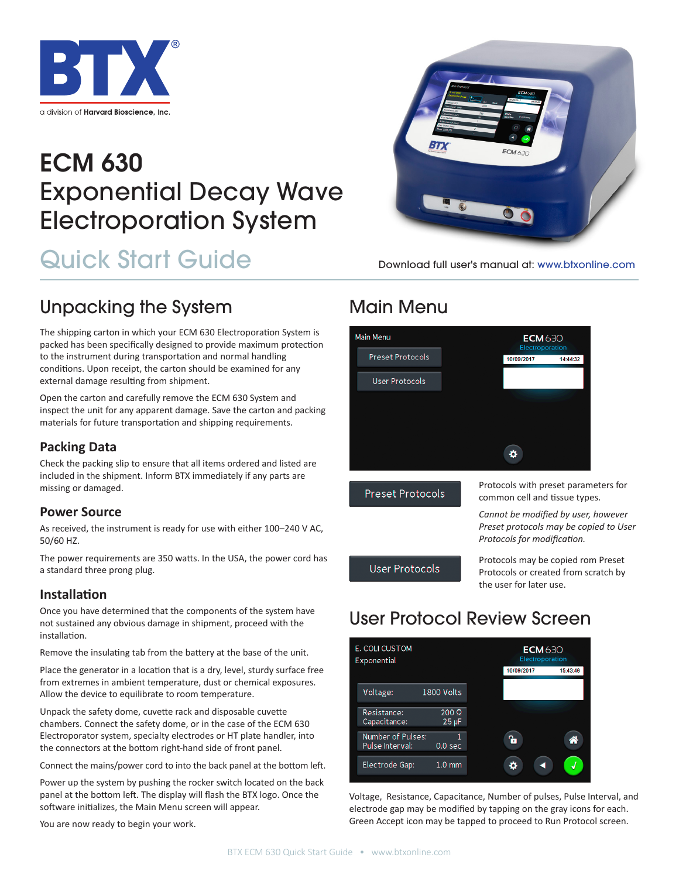BTX®

a division of Harvard Bioscience, Inc.

# ECM 630 Exponential Decay Wave Electroporation System

## Quick Start Guide

Download full user's manual at: www.btxonline.com

## Unpacking the System

The shipping carton in which your ECM 630 Electroporation System is packed has been specifically designed to provide maximum protection to the instrument during transportation and normal handling conditions. Upon receipt, the carton should be examined for any external damage resulting from shipment.

Open the carton and carefully remove the ECM 630 System and inspect the unit for any apparent damage. Save the carton and packing materials for future transportation and shipping requirements.

### Packing Data

Check the packing slip to ensure that all items ordered and listed are included in the shipment. Inform BTX immediately if any parts are missing or damaged.

### Power Source

As received, the instrument is ready for use with either 100–240 V AC, 50/60 HZ.

The power requirements are 350 watts. In the USA, the power cord has a standard three prong plug.

### Installation

Once you have determined that the components of the system have not sustained any obvious damage in shipment, proceed with the installation.

Remove the insulating tab from the battery at the base of the unit.

Place the generator in a location that is a dry, level, sturdy surface free from extremes in ambient temperature, dust or chemical exposures. Allow the device to equilibrate to room temperature.

Unpack the safety dome, cuvette rack and disposable cuvette chambers. Connect the safety dome, or in the case of the ECM 630 Electroporator system, specialty electrodes or HT plate handler, into the connectors at the bottom right-hand side of front panel.

Connect the mains/power cord to into the back panel at the bottom left.

Power up the system by pushing the rocker switch located on the back panel at the bottom left. The display will flash the BTX logo. Once the software initializes, the Main Menu screen will appear.

You are now ready to begin your work.

## Main Menu

Main Menu | ECM 630 Electroporation | 10/09/2017 14:44:32

- Preset Protocols
- User Protocols

**Preset Protocols** — Protocols with preset parameters for common cell and tissue types.

*Cannot be modified by user, however Preset protocols may be copied to User Protocols for modification.*

**User Protocols** — Protocols may be copied rom Preset Protocols or created from scratch by the user for later use.

## User Protocol Review Screen

E. COLI CUSTOM
Exponential

ECM 630 Electroporation | 10/09/2017 15:43:46

| Parameter | Value |
|---|---|
| Voltage: | 1800 Volts |
| Resistance: | 200 Ω |
| Capacitance: | 25 µF |
| Number of Pulses: | 1 |
| Pulse Interval: | 0.0 sec |
| Electrode Gap: | 1.0 mm |

Voltage, Resistance, Capacitance, Number of pulses, Pulse Interval, and electrode gap may be modified by tapping on the gray icons for each. Green Accept icon may be tapped to proceed to Run Protocol screen.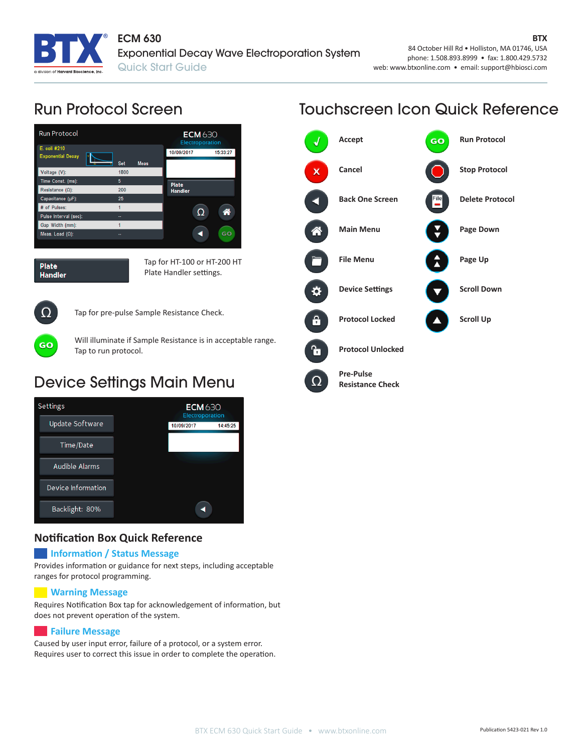**ECM 630**

Exponential Decay Wave Electroporation System

Quick Start Guide

**BTX**

84 October Hill Rd • Holliston, MA 01746, USA

phone: 1.508.893.8999 • fax: 1.800.429.5732

web: www.btxonline.com • email: support@hbiosci.com

# Run Protocol Screen

**Plate Handler** — Tap for HT-100 or HT-200 HT Plate Handler settings.

Ω — Tap for pre-pulse Sample Resistance Check.

GO — Will illuminate if Sample Resistance is in acceptable range. Tap to run protocol.

# Device Settings Main Menu

Settings

- Update Software
- Time/Date
- Audible Alarms
- Device Information
- Backlight: 80%

## Notification Box Quick Reference

### Information / Status Message

Provides information or guidance for next steps, including acceptable ranges for protocol programming.

### Warning Message

Requires Notification Box tap for acknowledgement of information, but does not prevent operation of the system.

### Failure Message

Caused by user input error, failure of a protocol, or a system error. Requires user to correct this issue in order to complete the operation.

# Touchscreen Icon Quick Reference

- Accept
- Cancel
- Back One Screen
- Main Menu
- File Menu
- Device Settings
- Protocol Locked
- Protocol Unlocked
- Pre-Pulse Resistance Check
- Run Protocol
- Stop Protocol
- Delete Protocol
- Page Down
- Page Up
- Scroll Down
- Scroll Up

Publication 5423-021 Rev 1.0